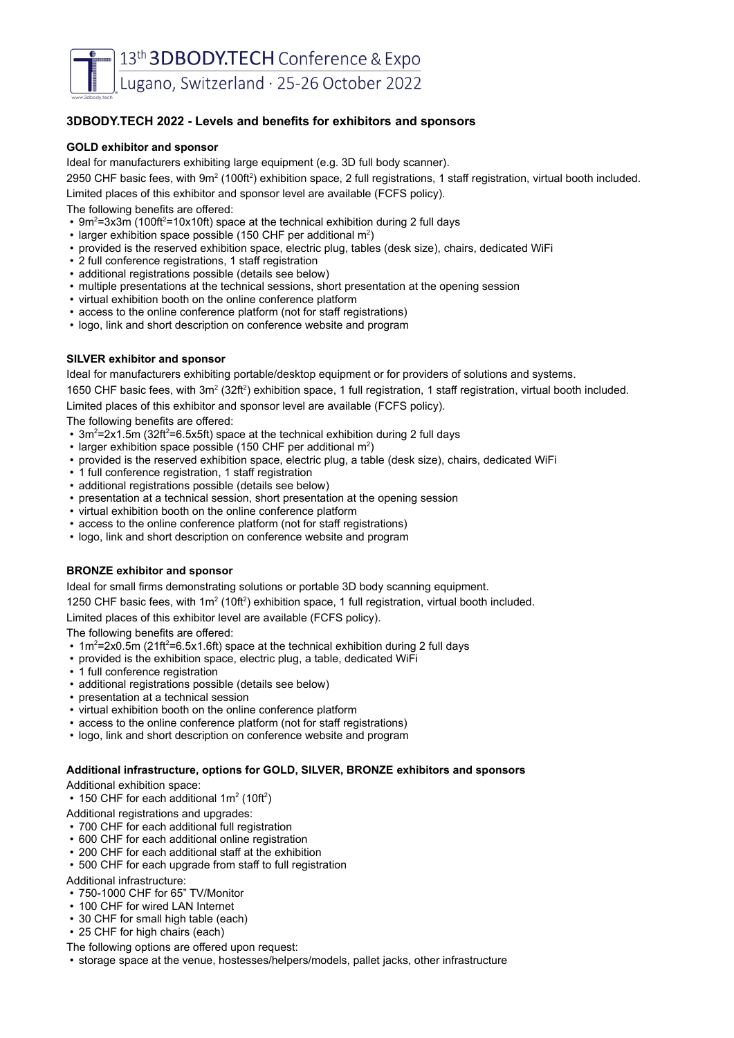13th 3DBODY.TECH Conference & Expo
Lugano, Switzerland · 25-26 October 2022

## 3DBODY.TECH 2022 - Levels and benefits for exhibitors and sponsors

### GOLD exhibitor and sponsor

Ideal for manufacturers exhibiting large equipment (e.g. 3D full body scanner).

2950 CHF basic fees, with 9m$^2$ (100ft$^2$) exhibition space, 2 full registrations, 1 staff registration, virtual booth included.

Limited places of this exhibitor and sponsor level are available (FCFS policy).

The following benefits are offered:

- 9m$^2$=3x3m (100ft$^2$=10x10ft) space at the technical exhibition during 2 full days
- larger exhibition space possible (150 CHF per additional m$^2$)
- provided is the reserved exhibition space, electric plug, tables (desk size), chairs, dedicated WiFi
- 2 full conference registrations, 1 staff registration
- additional registrations possible (details see below)
- multiple presentations at the technical sessions, short presentation at the opening session
- virtual exhibition booth on the online conference platform
- access to the online conference platform (not for staff registrations)
- logo, link and short description on conference website and program

### SILVER exhibitor and sponsor

Ideal for manufacturers exhibiting portable/desktop equipment or for providers of solutions and systems.

1650 CHF basic fees, with 3m$^2$ (32ft$^2$) exhibition space, 1 full registration, 1 staff registration, virtual booth included.

Limited places of this exhibitor and sponsor level are available (FCFS policy).

The following benefits are offered:

- 3m$^2$=2x1.5m (32ft$^2$=6.5x5ft) space at the technical exhibition during 2 full days
- larger exhibition space possible (150 CHF per additional m$^2$)
- provided is the reserved exhibition space, electric plug, a table (desk size), chairs, dedicated WiFi
- 1 full conference registration, 1 staff registration
- additional registrations possible (details see below)
- presentation at a technical session, short presentation at the opening session
- virtual exhibition booth on the online conference platform
- access to the online conference platform (not for staff registrations)
- logo, link and short description on conference website and program

### BRONZE exhibitor and sponsor

Ideal for small firms demonstrating solutions or portable 3D body scanning equipment.

1250 CHF basic fees, with 1m$^2$ (10ft$^2$) exhibition space, 1 full registration, virtual booth included.

Limited places of this exhibitor level are available (FCFS policy).

The following benefits are offered:

- 1m$^2$=2x0.5m (21ft$^2$=6.5x1.6ft) space at the technical exhibition during 2 full days
- provided is the exhibition space, electric plug, a table, dedicated WiFi
- 1 full conference registration
- additional registrations possible (details see below)
- presentation at a technical session
- virtual exhibition booth on the online conference platform
- access to the online conference platform (not for staff registrations)
- logo, link and short description on conference website and program

### Additional infrastructure, options for GOLD, SILVER, BRONZE exhibitors and sponsors

Additional exhibition space:

- 150 CHF for each additional 1m$^2$ (10ft$^2$)

Additional registrations and upgrades:

- 700 CHF for each additional full registration
- 600 CHF for each additional online registration
- 200 CHF for each additional staff at the exhibition
- 500 CHF for each upgrade from staff to full registration

Additional infrastructure:

- 750-1000 CHF for 65" TV/Monitor
- 100 CHF for wired LAN Internet
- 30 CHF for small high table (each)
- 25 CHF for high chairs (each)

The following options are offered upon request:

- storage space at the venue, hostesses/helpers/models, pallet jacks, other infrastructure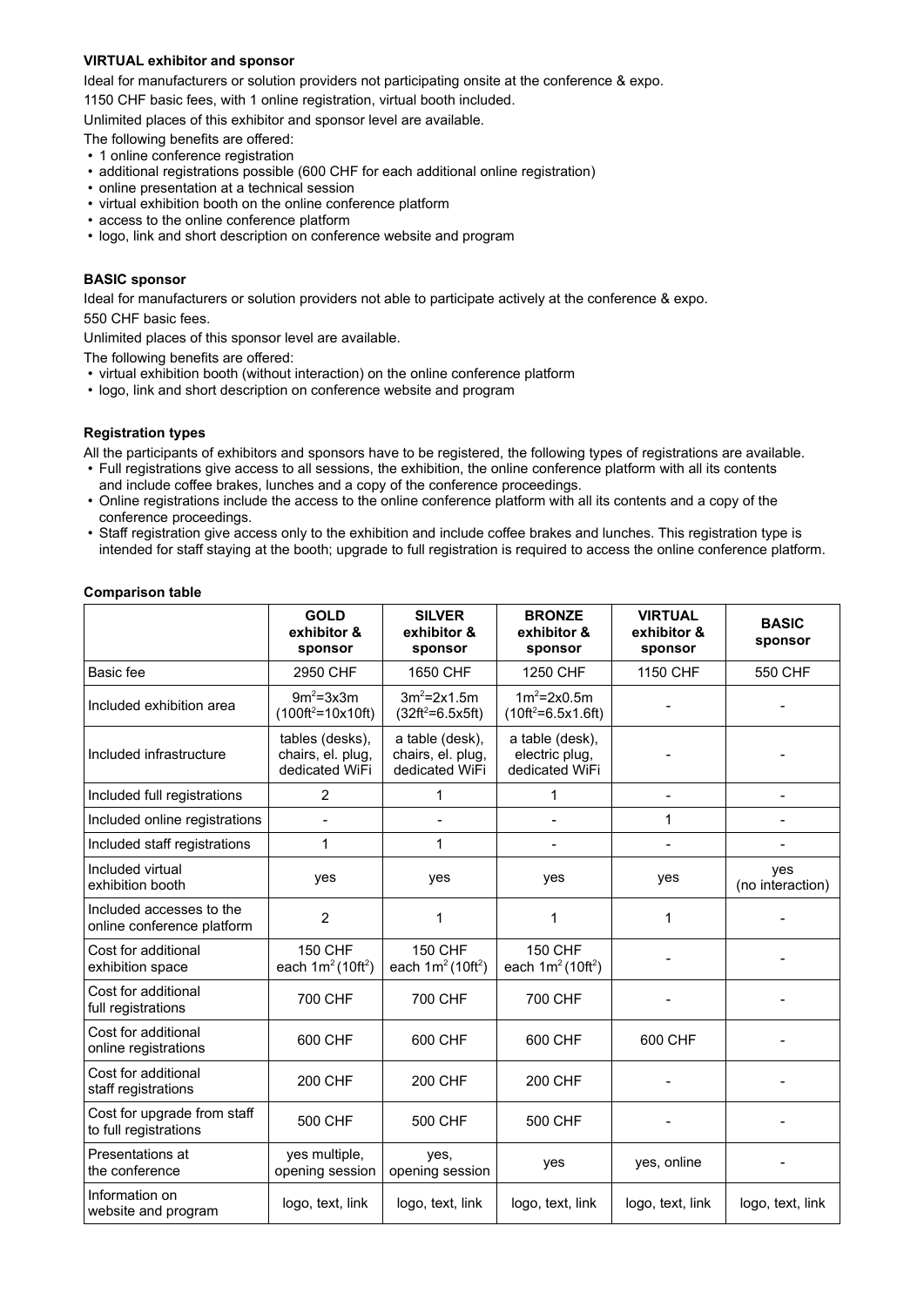**VIRTUAL exhibitor and sponsor**

Ideal for manufacturers or solution providers not participating onsite at the conference & expo.

1150 CHF basic fees, with 1 online registration, virtual booth included.

Unlimited places of this exhibitor and sponsor level are available.

The following benefits are offered:

- 1 online conference registration
- additional registrations possible (600 CHF for each additional online registration)
- online presentation at a technical session
- virtual exhibition booth on the online conference platform
- access to the online conference platform
- logo, link and short description on conference website and program

**BASIC sponsor**

Ideal for manufacturers or solution providers not able to participate actively at the conference & expo.

550 CHF basic fees.

Unlimited places of this sponsor level are available.

The following benefits are offered:

- virtual exhibition booth (without interaction) on the online conference platform
- logo, link and short description on conference website and program

**Registration types**

All the participants of exhibitors and sponsors have to be registered, the following types of registrations are available.

- Full registrations give access to all sessions, the exhibition, the online conference platform with all its contents and include coffee brakes, lunches and a copy of the conference proceedings.
- Online registrations include the access to the online conference platform with all its contents and a copy of the conference proceedings.
- Staff registration give access only to the exhibition and include coffee brakes and lunches. This registration type is intended for staff staying at the booth; upgrade to full registration is required to access the online conference platform.

**Comparison table**

| | GOLD exhibitor & sponsor | SILVER exhibitor & sponsor | BRONZE exhibitor & sponsor | VIRTUAL exhibitor & sponsor | BASIC sponsor |
|---|---|---|---|---|---|
| Basic fee | 2950 CHF | 1650 CHF | 1250 CHF | 1150 CHF | 550 CHF |
| Included exhibition area | $9m^2$=3x3m ($100ft^2$=10x10ft) | $3m^2$=2x1.5m ($32ft^2$=6.5x5ft) | $1m^2$=2x0.5m ($10ft^2$=6.5x1.6ft) | - | - |
| Included infrastructure | tables (desks), chairs, el. plug, dedicated WiFi | a table (desk), chairs, el. plug, dedicated WiFi | a table (desk), electric plug, dedicated WiFi | - | - |
| Included full registrations | 2 | 1 | 1 | - | - |
| Included online registrations | - | - | - | 1 | - |
| Included staff registrations | 1 | 1 | - | - | - |
| Included virtual exhibition booth | yes | yes | yes | yes | yes (no interaction) |
| Included accesses to the online conference platform | 2 | 1 | 1 | 1 | - |
| Cost for additional exhibition space | 150 CHF each $1m^2$ ($10ft^2$) | 150 CHF each $1m^2$ ($10ft^2$) | 150 CHF each $1m^2$ ($10ft^2$) | - | - |
| Cost for additional full registrations | 700 CHF | 700 CHF | 700 CHF | - | - |
| Cost for additional online registrations | 600 CHF | 600 CHF | 600 CHF | 600 CHF | - |
| Cost for additional staff registrations | 200 CHF | 200 CHF | 200 CHF | - | - |
| Cost for upgrade from staff to full registrations | 500 CHF | 500 CHF | 500 CHF | - | - |
| Presentations at the conference | yes multiple, opening session | yes, opening session | yes | yes, online | - |
| Information on website and program | logo, text, link | logo, text, link | logo, text, link | logo, text, link | logo, text, link |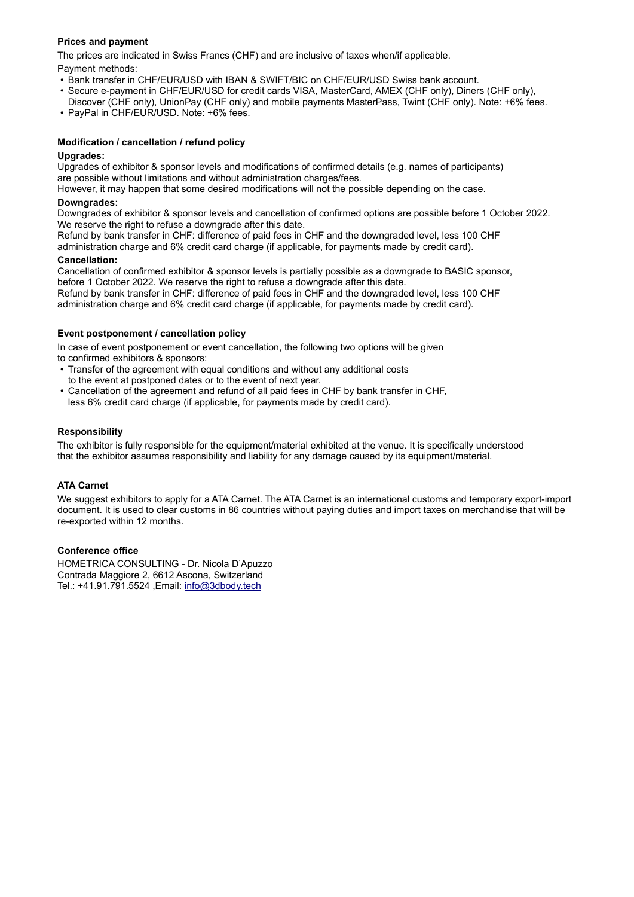**Prices and payment**

The prices are indicated in Swiss Francs (CHF) and are inclusive of taxes when/if applicable.

Payment methods:

- Bank transfer in CHF/EUR/USD with IBAN & SWIFT/BIC on CHF/EUR/USD Swiss bank account.
- Secure e-payment in CHF/EUR/USD for credit cards VISA, MasterCard, AMEX (CHF only), Diners (CHF only), Discover (CHF only), UnionPay (CHF only) and mobile payments MasterPass, Twint (CHF only). Note: +6% fees.
- PayPal in CHF/EUR/USD. Note: +6% fees.

**Modification / cancellation / refund policy**

**Upgrades:**

Upgrades of exhibitor & sponsor levels and modifications of confirmed details (e.g. names of participants) are possible without limitations and without administration charges/fees.
However, it may happen that some desired modifications will not the possible depending on the case.

**Downgrades:**

Downgrades of exhibitor & sponsor levels and cancellation of confirmed options are possible before 1 October 2022. We reserve the right to refuse a downgrade after this date.
Refund by bank transfer in CHF: difference of paid fees in CHF and the downgraded level, less 100 CHF administration charge and 6% credit card charge (if applicable, for payments made by credit card).

**Cancellation:**

Cancellation of confirmed exhibitor & sponsor levels is partially possible as a downgrade to BASIC sponsor, before 1 October 2022. We reserve the right to refuse a downgrade after this date.
Refund by bank transfer in CHF: difference of paid fees in CHF and the downgraded level, less 100 CHF administration charge and 6% credit card charge (if applicable, for payments made by credit card).

**Event postponement / cancellation policy**

In case of event postponement or event cancellation, the following two options will be given to confirmed exhibitors & sponsors:

- Transfer of the agreement with equal conditions and without any additional costs to the event at postponed dates or to the event of next year.
- Cancellation of the agreement and refund of all paid fees in CHF by bank transfer in CHF, less 6% credit card charge (if applicable, for payments made by credit card).

**Responsibility**

The exhibitor is fully responsible for the equipment/material exhibited at the venue. It is specifically understood that the exhibitor assumes responsibility and liability for any damage caused by its equipment/material.

**ATA Carnet**

We suggest exhibitors to apply for a ATA Carnet. The ATA Carnet is an international customs and temporary export-import document. It is used to clear customs in 86 countries without paying duties and import taxes on merchandise that will be re-exported within 12 months.

**Conference office**

HOMETRICA CONSULTING - Dr. Nicola D'Apuzzo
Contrada Maggiore 2, 6612 Ascona, Switzerland
Tel.: +41.91.791.5524 ,Email: info@3dbody.tech